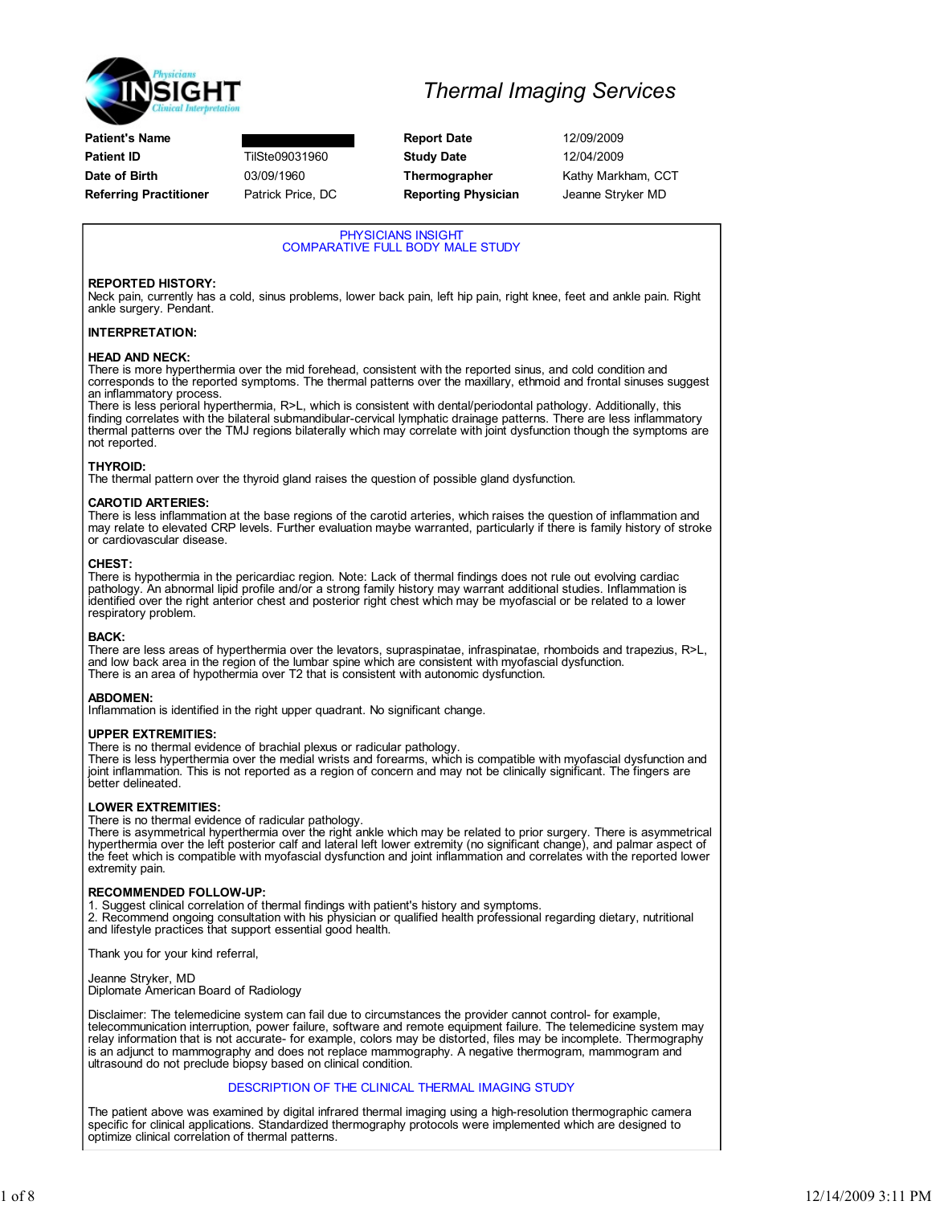# Thermal Imaging Services

| | | | |
|---|---|---|---|
| **Patient's Name** | | **Report Date** | 12/09/2009 |
| **Patient ID** | TilSte09031960 | **Study Date** | 12/04/2009 |
| **Date of Birth** | 03/09/1960 | **Thermographer** | Kathy Markham, CCT |
| **Referring Practitioner** | Patrick Price, DC | **Reporting Physician** | Jeanne Stryker MD |

## PHYSICIANS INSIGHT
## COMPARATIVE FULL BODY MALE STUDY

**REPORTED HISTORY:**
Neck pain, currently has a cold, sinus problems, lower back pain, left hip pain, right knee, feet and ankle pain. Right ankle surgery. Pendant.

**INTERPRETATION:**

**HEAD AND NECK:**
There is more hyperthermia over the mid forehead, consistent with the reported sinus, and cold condition and corresponds to the reported symptoms. The thermal patterns over the maxillary, ethmoid and frontal sinuses suggest an inflammatory process.
There is less perioral hyperthermia, R>L, which is consistent with dental/periodontal pathology. Additionally, this finding correlates with the bilateral submandibular-cervical lymphatic drainage patterns. There are less inflammatory thermal patterns over the TMJ regions bilaterally which may correlate with joint dysfunction though the symptoms are not reported.

**THYROID:**
The thermal pattern over the thyroid gland raises the question of possible gland dysfunction.

**CAROTID ARTERIES:**
There is less inflammation at the base regions of the carotid arteries, which raises the question of inflammation and may relate to elevated CRP levels. Further evaluation maybe warranted, particularly if there is family history of stroke or cardiovascular disease.

**CHEST:**
There is hypothermia in the pericardiac region. Note: Lack of thermal findings does not rule out evolving cardiac pathology. An abnormal lipid profile and/or a strong family history may warrant additional studies. Inflammation is identified over the right anterior chest and posterior right chest which may be myofascial or be related to a lower respiratory problem.

**BACK:**
There are less areas of hyperthermia over the levators, supraspinatae, infraspinatae, rhomboids and trapezius, R>L, and low back area in the region of the lumbar spine which are consistent with myofascial dysfunction.
There is an area of hypothermia over T2 that is consistent with autonomic dysfunction.

**ABDOMEN:**
Inflammation is identified in the right upper quadrant. No significant change.

**UPPER EXTREMITIES:**
There is no thermal evidence of brachial plexus or radicular pathology.
There is less hyperthermia over the medial wrists and forearms, which is compatible with myofascial dysfunction and joint inflammation. This is not reported as a region of concern and may not be clinically significant. The fingers are better delineated.

**LOWER EXTREMITIES:**
There is no thermal evidence of radicular pathology.
There is asymmetrical hyperthermia over the right ankle which may be related to prior surgery. There is asymmetrical hyperthermia over the left posterior calf and lateral left lower extremity (no significant change), and palmar aspect of the feet which is compatible with myofascial dysfunction and joint inflammation and correlates with the reported lower extremity pain.

**RECOMMENDED FOLLOW-UP:**
1. Suggest clinical correlation of thermal findings with patient's history and symptoms.
2. Recommend ongoing consultation with his physician or qualified health professional regarding dietary, nutritional and lifestyle practices that support essential good health.

Thank you for your kind referral,

Jeanne Stryker, MD
Diplomate American Board of Radiology

Disclaimer: The telemedicine system can fail due to circumstances the provider cannot control- for example, telecommunication interruption, power failure, software and remote equipment failure. The telemedicine system may relay information that is not accurate- for example, colors may be distorted, files may be incomplete. Thermography is an adjunct to mammography and does not replace mammography. A negative thermogram, mammogram and ultrasound do not preclude biopsy based on clinical condition.

## DESCRIPTION OF THE CLINICAL THERMAL IMAGING STUDY

The patient above was examined by digital infrared thermal imaging using a high-resolution thermographic camera specific for clinical applications. Standardized thermography protocols were implemented which are designed to optimize clinical correlation of thermal patterns.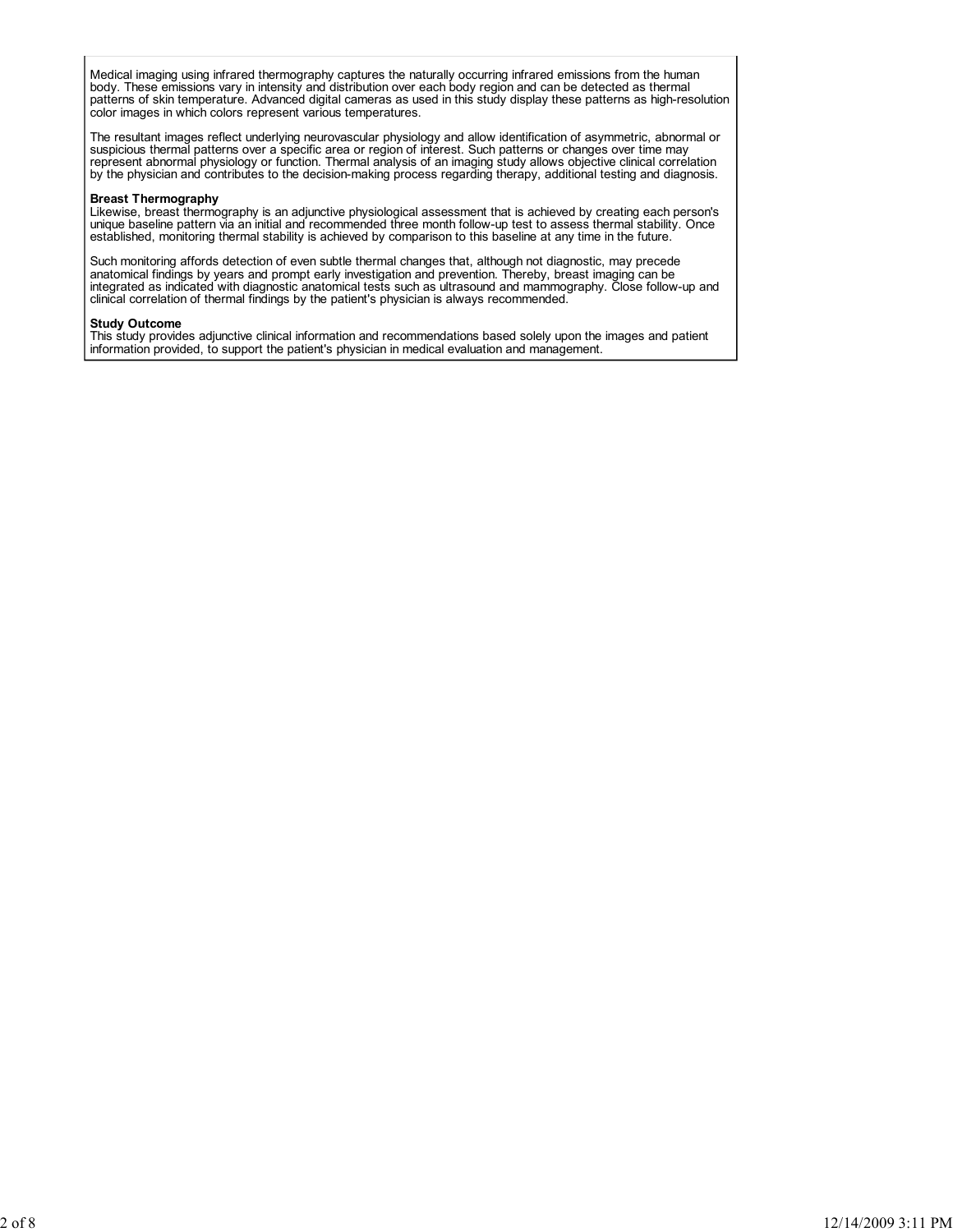Medical imaging using infrared thermography captures the naturally occurring infrared emissions from the human body. These emissions vary in intensity and distribution over each body region and can be detected as thermal patterns of skin temperature. Advanced digital cameras as used in this study display these patterns as high-resolution color images in which colors represent various temperatures.

The resultant images reflect underlying neurovascular physiology and allow identification of asymmetric, abnormal or suspicious thermal patterns over a specific area or region of interest. Such patterns or changes over time may represent abnormal physiology or function. Thermal analysis of an imaging study allows objective clinical correlation by the physician and contributes to the decision-making process regarding therapy, additional testing and diagnosis.

**Breast Thermography**
Likewise, breast thermography is an adjunctive physiological assessment that is achieved by creating each person's unique baseline pattern via an initial and recommended three month follow-up test to assess thermal stability. Once established, monitoring thermal stability is achieved by comparison to this baseline at any time in the future.

Such monitoring affords detection of even subtle thermal changes that, although not diagnostic, may precede anatomical findings by years and prompt early investigation and prevention. Thereby, breast imaging can be integrated as indicated with diagnostic anatomical tests such as ultrasound and mammography. Close follow-up and clinical correlation of thermal findings by the patient's physician is always recommended.

**Study Outcome**
This study provides adjunctive clinical information and recommendations based solely upon the images and patient information provided, to support the patient's physician in medical evaluation and management.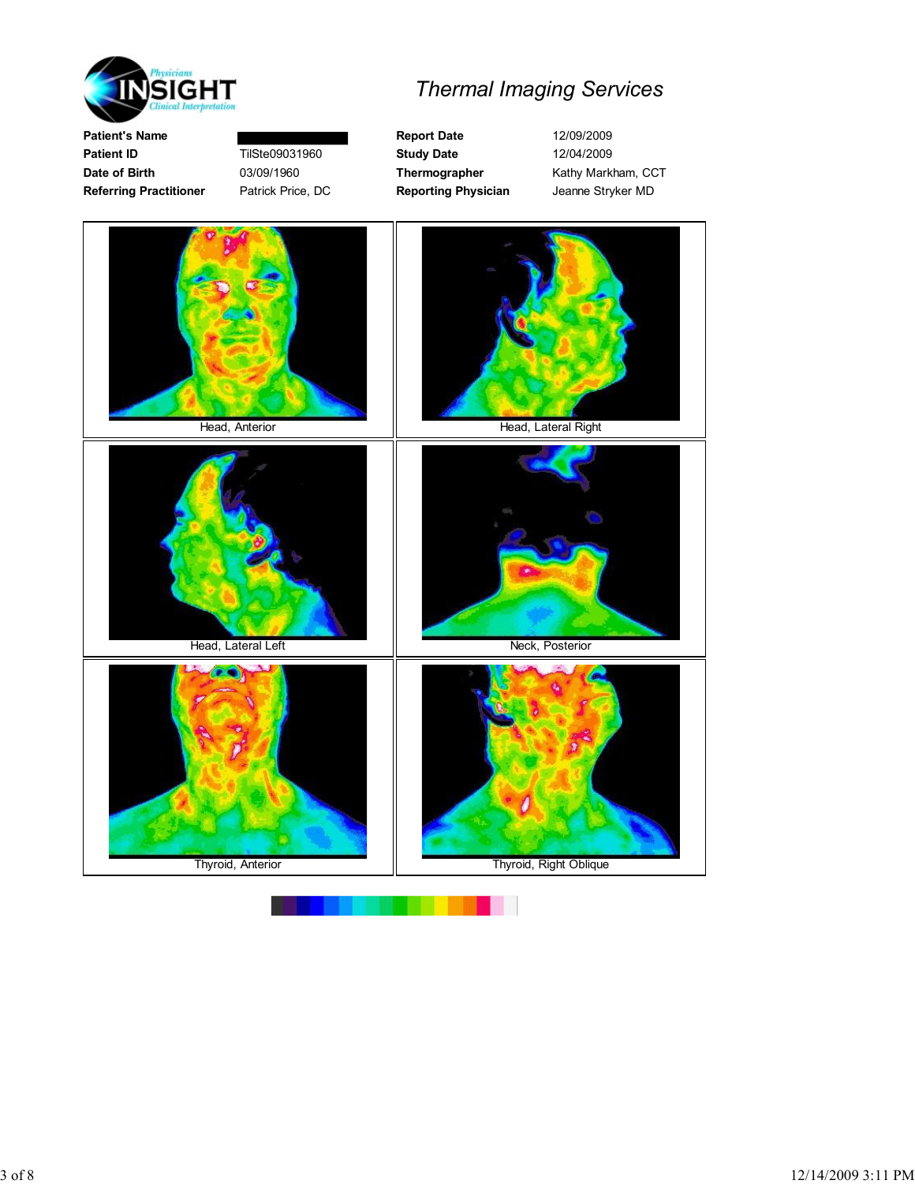# Thermal Imaging Services

| | | | |
|---|---|---|---|
| **Patient's Name** | | **Report Date** | 12/09/2009 |
| **Patient ID** | TilSte09031960 | **Study Date** | 12/04/2009 |
| **Date of Birth** | 03/09/1960 | **Thermographer** | Kathy Markham, CCT |
| **Referring Practitioner** | Patrick Price, DC | **Reporting Physician** | Jeanne Stryker MD |

Head, Anterior

Head, Lateral Right

Head, Lateral Left

Neck, Posterior

Thyroid, Anterior

Thyroid, Right Oblique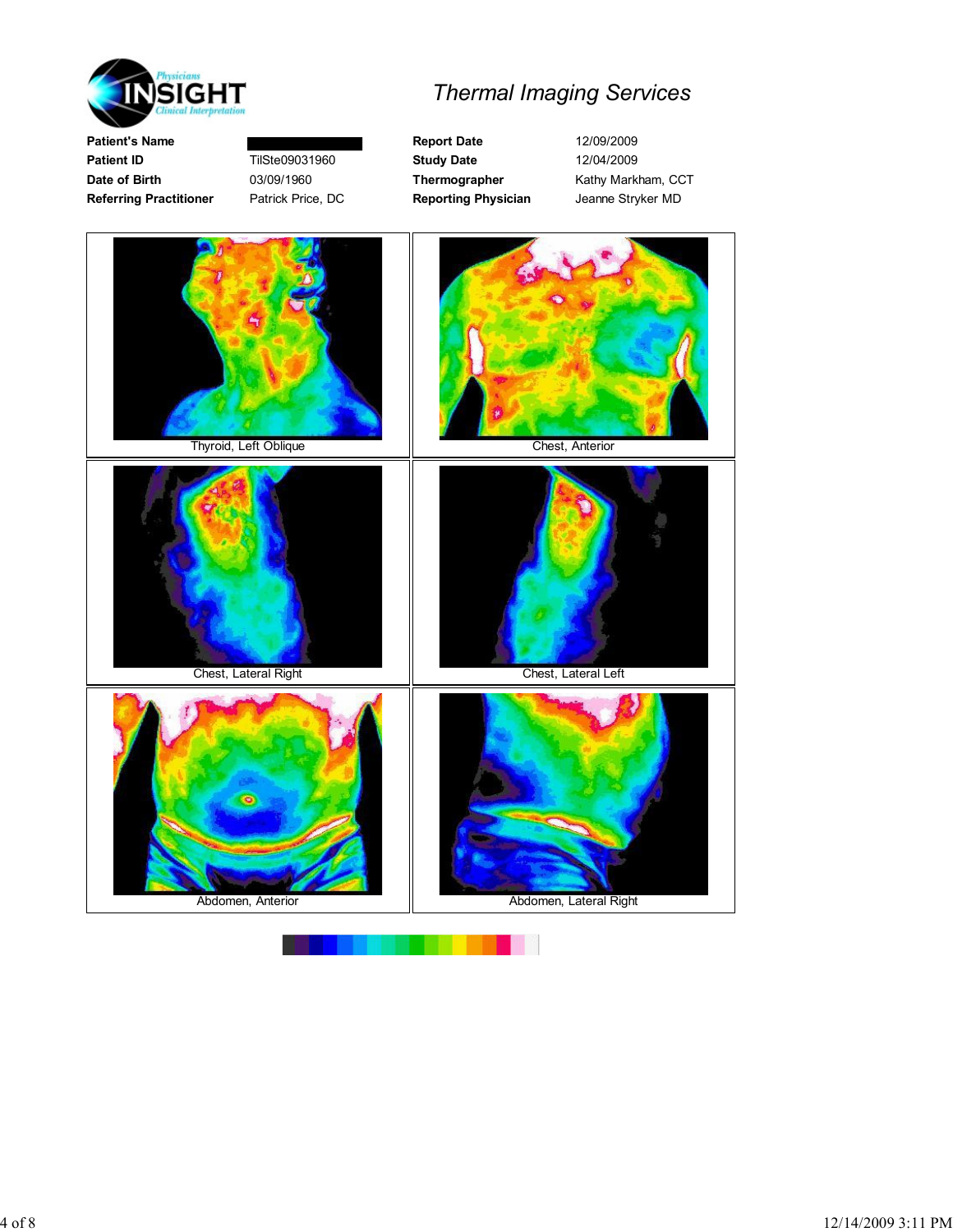Physicians INSIGHT Clinical Interpretation

# Thermal Imaging Services

| | | | |
|---|---|---|---|
| **Patient's Name** | | **Report Date** | 12/09/2009 |
| **Patient ID** | TilSte09031960 | **Study Date** | 12/04/2009 |
| **Date of Birth** | 03/09/1960 | **Thermographer** | Kathy Markham, CCT |
| **Referring Practitioner** | Patrick Price, DC | **Reporting Physician** | Jeanne Stryker MD |

Thyroid, Left Oblique

Chest, Anterior

Chest, Lateral Right

Chest, Lateral Left

Abdomen, Anterior

Abdomen, Lateral Right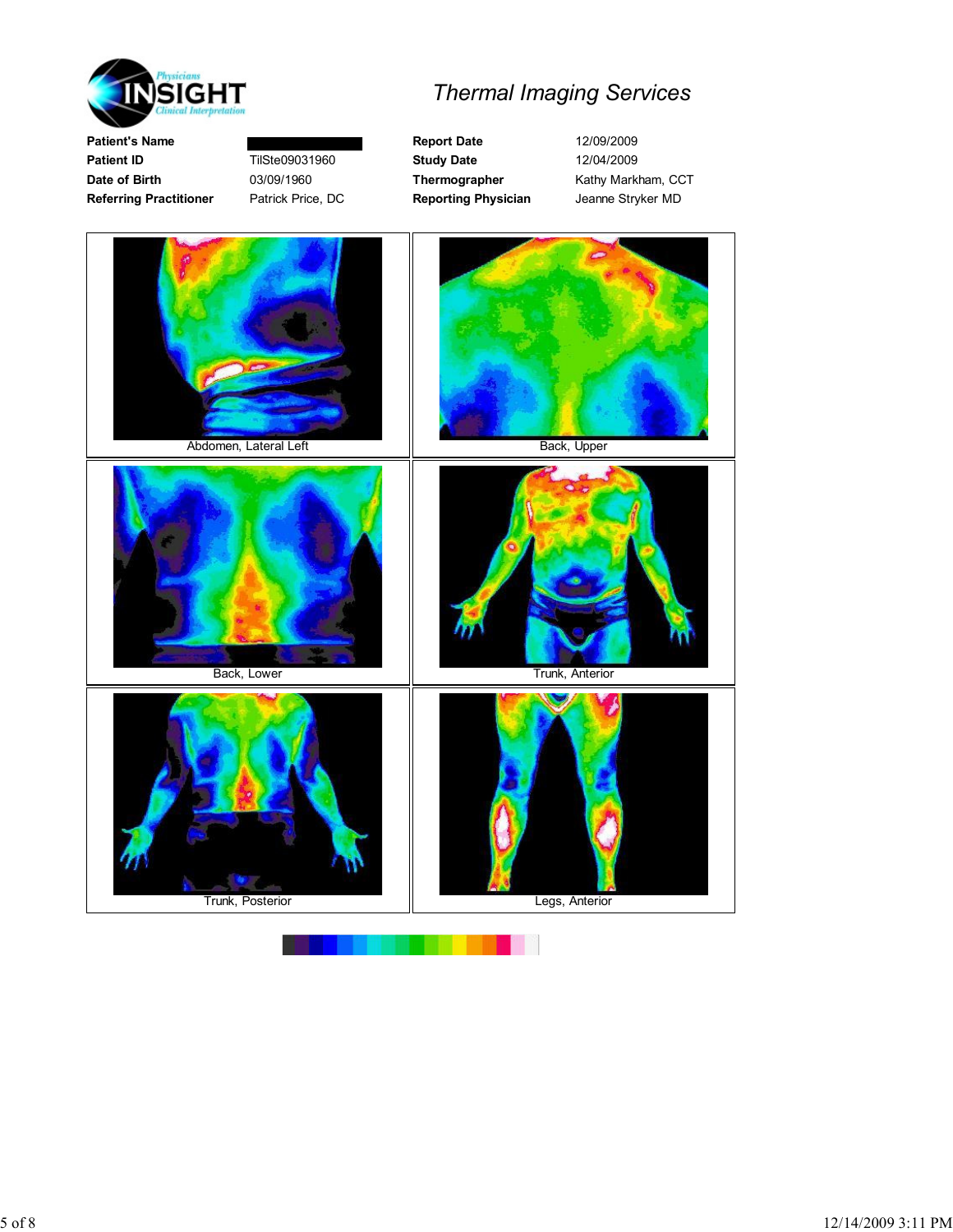**Physicians INSIGHT** *Clinical Interpretation*

## *Thermal Imaging Services*

| | | | |
|---|---|---|---|
| **Patient's Name** | | **Report Date** | 12/09/2009 |
| **Patient ID** | TilSte09031960 | **Study Date** | 12/04/2009 |
| **Date of Birth** | 03/09/1960 | **Thermographer** | Kathy Markham, CCT |
| **Referring Practitioner** | Patrick Price, DC | **Reporting Physician** | Jeanne Stryker MD |

Abdomen, Lateral Left

Back, Upper

Back, Lower

Trunk, Anterior

Trunk, Posterior

Legs, Anterior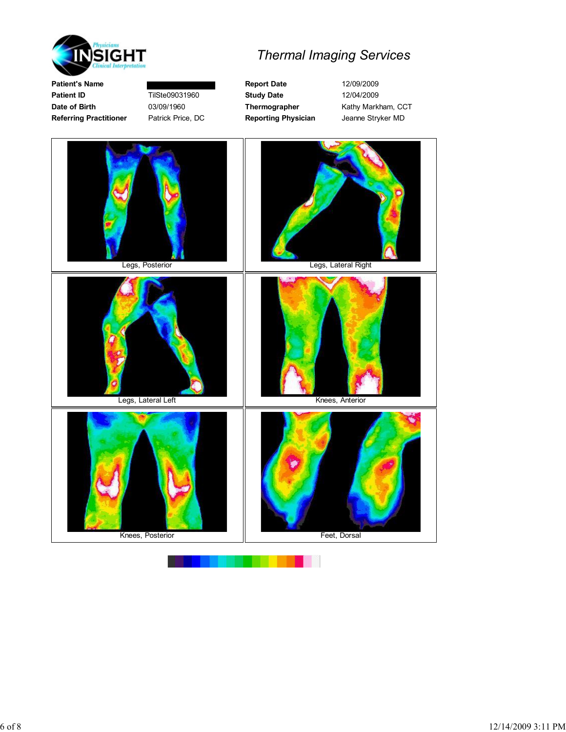**Physicians INSIGHT Clinical Interpretation**

# Thermal Imaging Services

| | | | |
|---|---|---|---|
| **Patient's Name** | | **Report Date** | 12/09/2009 |
| **Patient ID** | TilSte09031960 | **Study Date** | 12/04/2009 |
| **Date of Birth** | 03/09/1960 | **Thermographer** | Kathy Markham, CCT |
| **Referring Practitioner** | Patrick Price, DC | **Reporting Physician** | Jeanne Stryker MD |

Legs, Posterior

Legs, Lateral Right

Legs, Lateral Left

Knees, Anterior

Knees, Posterior

Feet, Dorsal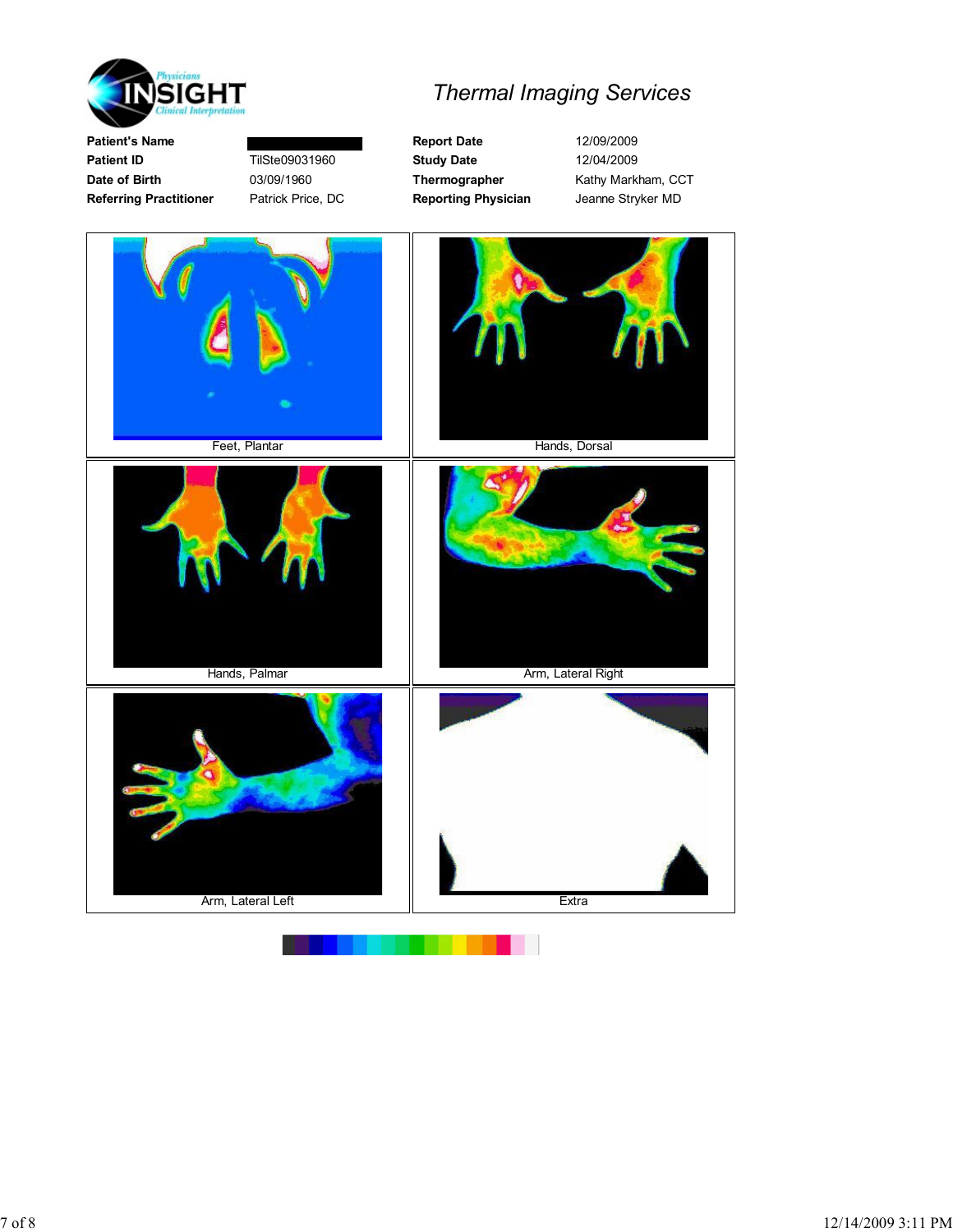**Physicians INSIGHT Clinical Interpretation**

# Thermal Imaging Services

| | | | |
|---|---|---|---|
| **Patient's Name** | | **Report Date** | 12/09/2009 |
| **Patient ID** | TilSte09031960 | **Study Date** | 12/04/2009 |
| **Date of Birth** | 03/09/1960 | **Thermographer** | Kathy Markham, CCT |
| **Referring Practitioner** | Patrick Price, DC | **Reporting Physician** | Jeanne Stryker MD |

Feet, Plantar

Hands, Dorsal

Hands, Palmar

Arm, Lateral Right

Arm, Lateral Left

Extra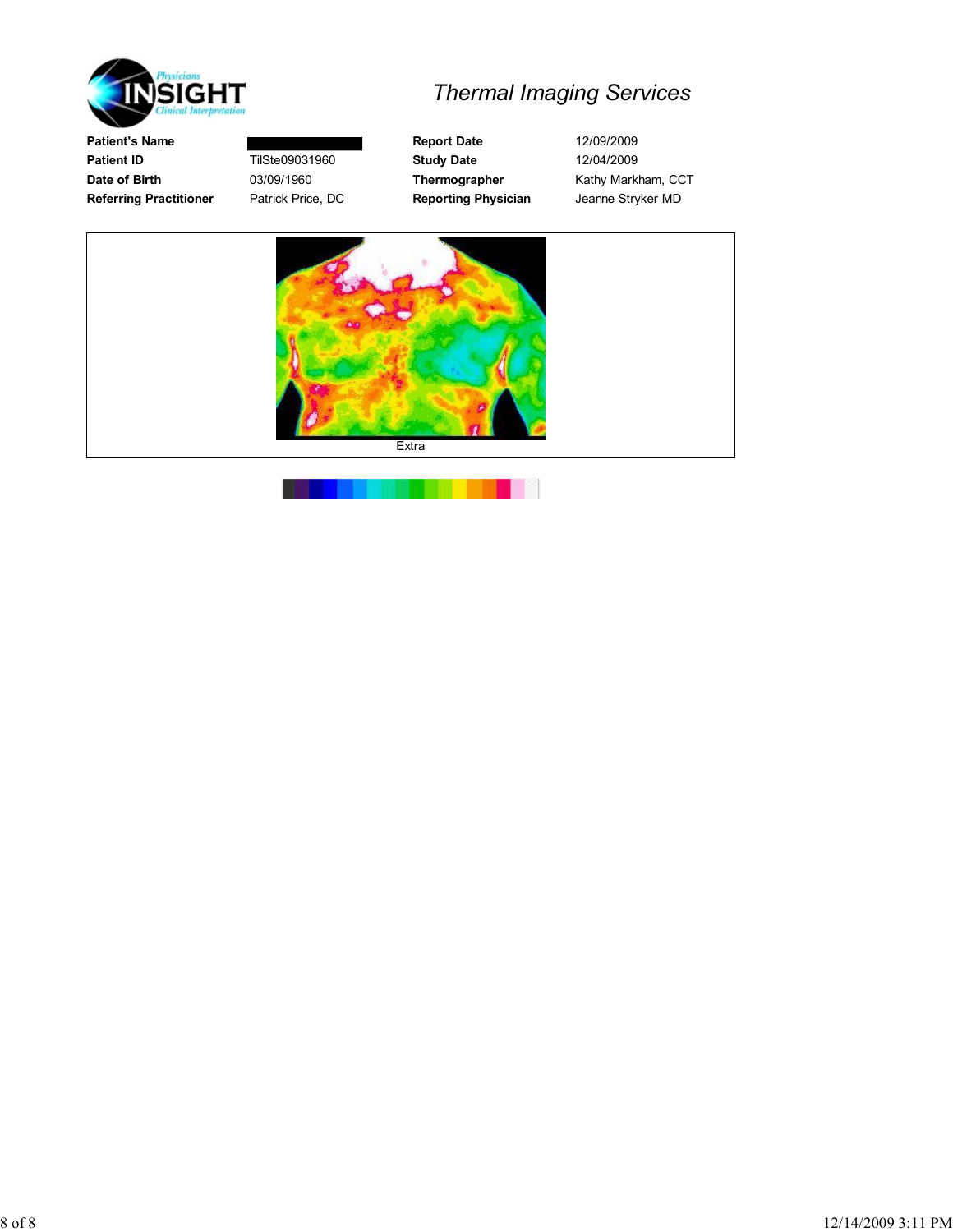Physicians INSIGHT Clinical Interpretation

## Thermal Imaging Services

| | | | |
|---|---|---|---|
| **Patient's Name** | | **Report Date** | 12/09/2009 |
| **Patient ID** | TilSte09031960 | **Study Date** | 12/04/2009 |
| **Date of Birth** | 03/09/1960 | **Thermographer** | Kathy Markham, CCT |
| **Referring Practitioner** | Patrick Price, DC | **Reporting Physician** | Jeanne Stryker MD |

Extra